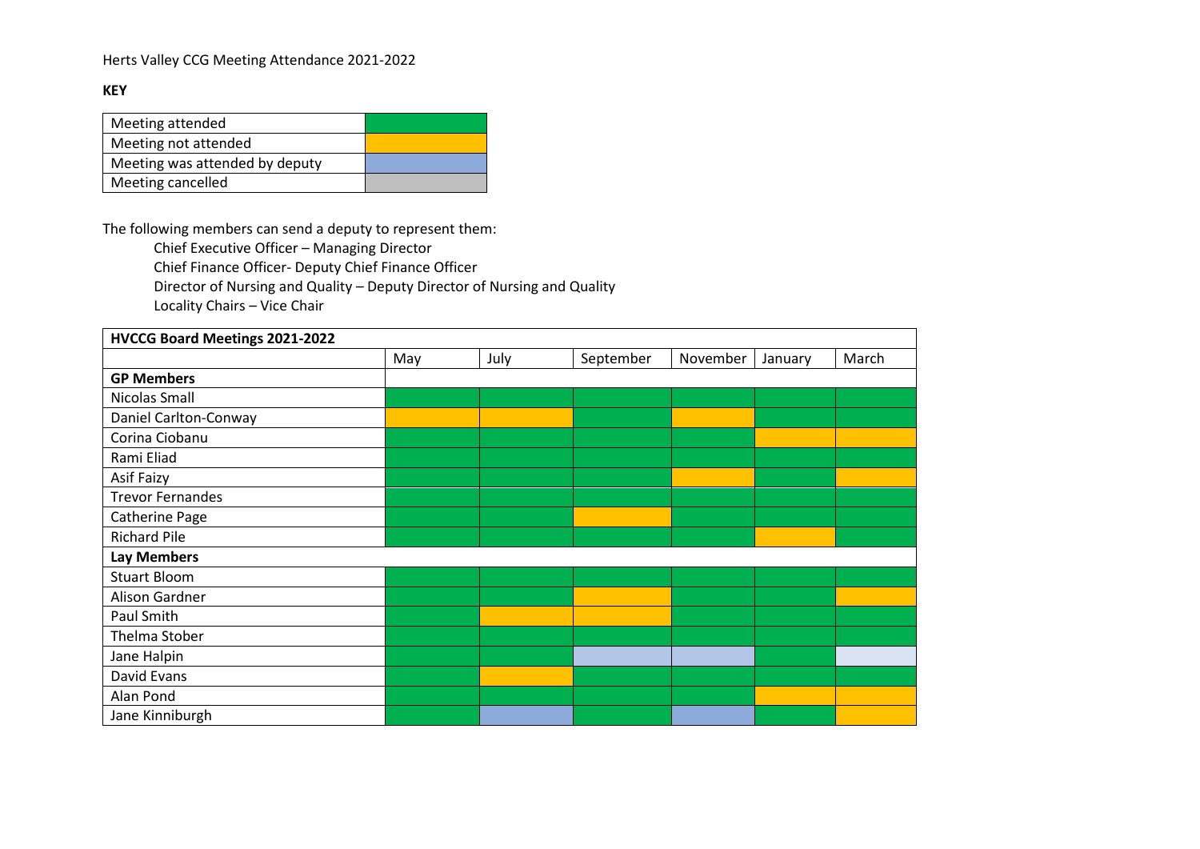Herts Valley CCG Meeting Attendance 2021-2022

**KEY**

| Key | |
|---|---|
| Meeting attended | (green) |
| Meeting not attended | (amber) |
| Meeting was attended by deputy | (blue) |
| Meeting cancelled | (grey) |

The following members can send a deputy to represent them:

- Chief Executive Officer – Managing Director
- Chief Finance Officer- Deputy Chief Finance Officer
- Director of Nursing and Quality – Deputy Director of Nursing and Quality
- Locality Chairs – Vice Chair

| HVCCG Board Meetings 2021-2022 | | | | | | |
|---|---|---|---|---|---|---|
| | May | July | September | November | January | March |
| **GP Members** | | | | | | |
| Nicolas Small | Meeting attended | Meeting attended | Meeting attended | Meeting attended | Meeting attended | Meeting attended |
| Daniel Carlton-Conway | Meeting not attended | Meeting not attended | Meeting attended | Meeting not attended | Meeting attended | Meeting attended |
| Corina Ciobanu | Meeting attended | Meeting attended | Meeting attended | Meeting attended | Meeting not attended | Meeting not attended |
| Rami Eliad | Meeting attended | Meeting attended | Meeting attended | Meeting attended | Meeting attended | Meeting attended |
| Asif Faizy | Meeting attended | Meeting attended | Meeting attended | Meeting not attended | Meeting attended | Meeting not attended |
| Trevor Fernandes | Meeting attended | Meeting attended | Meeting attended | Meeting attended | Meeting attended | Meeting attended |
| Catherine Page | Meeting attended | Meeting attended | Meeting not attended | Meeting attended | Meeting attended | Meeting attended |
| Richard Pile | Meeting attended | Meeting attended | Meeting attended | Meeting attended | Meeting not attended | Meeting attended |
| **Lay Members** | | | | | | |
| Stuart Bloom | Meeting attended | Meeting attended | Meeting attended | Meeting attended | Meeting attended | Meeting attended |
| Alison Gardner | Meeting attended | Meeting attended | Meeting not attended | Meeting attended | Meeting attended | Meeting not attended |
| Paul Smith | Meeting attended | Meeting not attended | Meeting not attended | Meeting attended | Meeting attended | Meeting attended |
| Thelma Stober | Meeting attended | Meeting attended | Meeting attended | Meeting attended | Meeting attended | Meeting attended |
| Jane Halpin | Meeting attended | Meeting attended | Meeting was attended by deputy | Meeting was attended by deputy | Meeting attended | Meeting was attended by deputy |
| David Evans | Meeting attended | Meeting not attended | Meeting attended | Meeting attended | Meeting attended | Meeting attended |
| Alan Pond | Meeting attended | Meeting attended | Meeting attended | Meeting attended | Meeting not attended | Meeting not attended |
| Jane Kinniburgh | Meeting attended | Meeting was attended by deputy | Meeting attended | Meeting was attended by deputy | Meeting attended | Meeting not attended |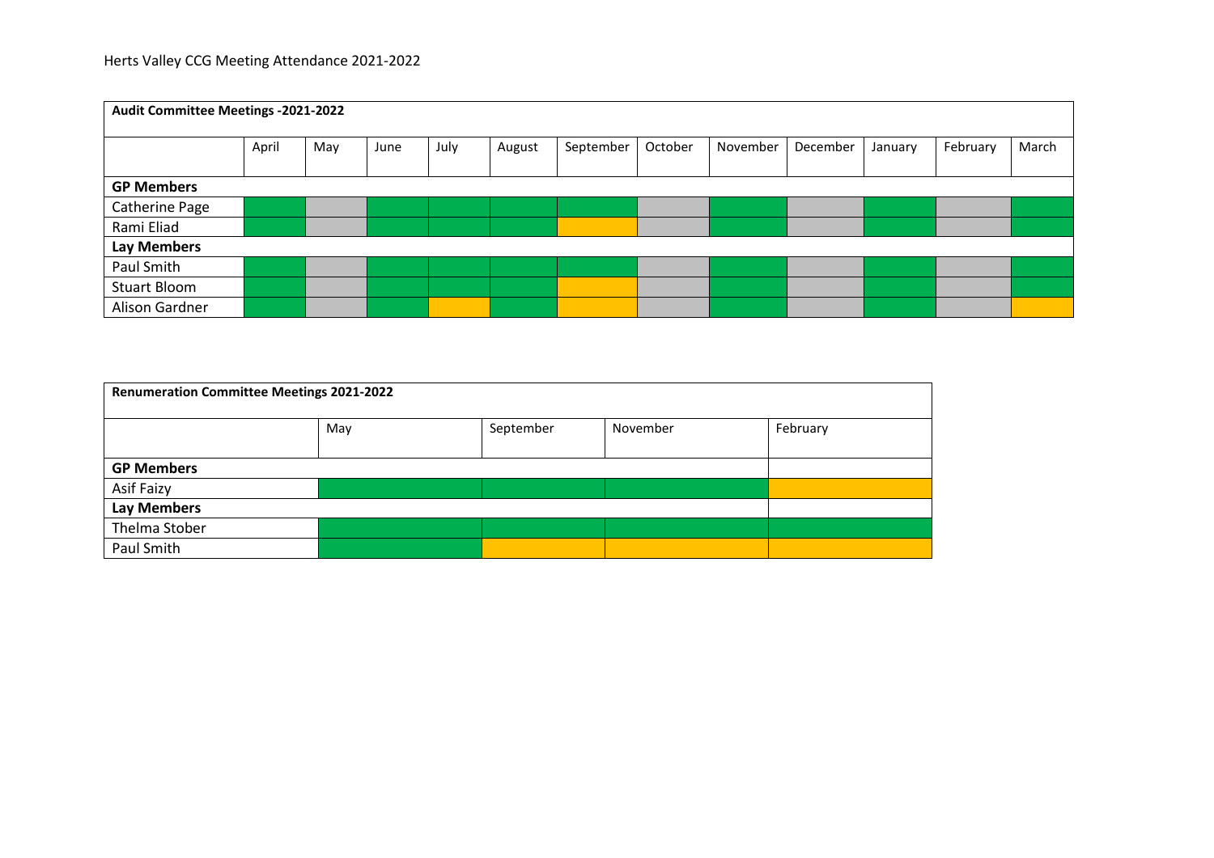Herts Valley CCG Meeting Attendance 2021-2022

| **Audit Committee Meetings -2021-2022** | | | | | | | | | | | | |
|---|---|---|---|---|---|---|---|---|---|---|---|---|
| | April | May | June | July | August | September | October | November | December | January | February | March |
| **GP Members** | | | | | | | | | | | | |
| Catherine Page | Green | Grey | Green | Green | Green | Green | Grey | Green | Grey | Green | Grey | Green |
| Rami Eliad | Green | Grey | Green | Green | Green | Amber | Grey | Green | Grey | Green | Grey | Green |
| **Lay Members** | | | | | | | | | | | | |
| Paul Smith | Green | Grey | Green | Green | Green | Green | Grey | Green | Grey | Green | Grey | Green |
| Stuart Bloom | Green | Grey | Green | Green | Green | Amber | Grey | Green | Grey | Green | Grey | Green |
| Alison Gardner | Green | Grey | Green | Amber | Green | Amber | Grey | Green | Grey | Green | Grey | Amber |

| **Renumeration Committee Meetings 2021-2022** | | | | |
|---|---|---|---|---|
| | May | September | November | February |
| **GP Members** | | | | |
| Asif Faizy | Green | Green | Green | Amber |
| **Lay Members** | | | | |
| Thelma Stober | Green | Green | Green | Green |
| Paul Smith | Green | Amber | Amber | Amber |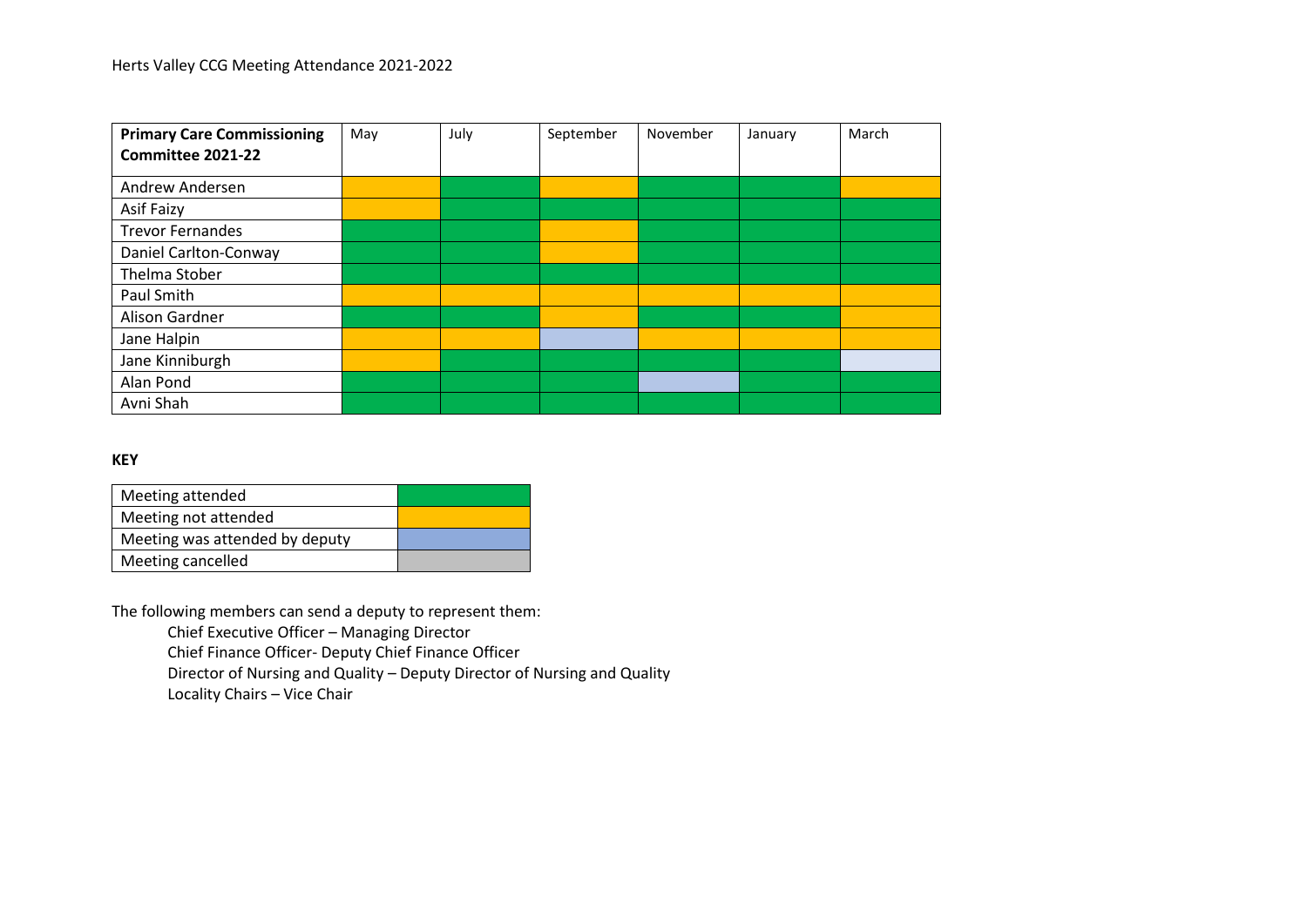Herts Valley CCG Meeting Attendance 2021-2022

| **Primary Care Commissioning Committee 2021-22** | May | July | September | November | January | March |
|---|---|---|---|---|---|---|
| Andrew Andersen | Meeting not attended | Meeting attended | Meeting not attended | Meeting attended | Meeting attended | Meeting not attended |
| Asif Faizy | Meeting not attended | Meeting attended | Meeting attended | Meeting attended | Meeting attended | Meeting attended |
| Trevor Fernandes | Meeting attended | Meeting attended | Meeting not attended | Meeting attended | Meeting attended | Meeting attended |
| Daniel Carlton-Conway | Meeting attended | Meeting attended | Meeting not attended | Meeting attended | Meeting attended | Meeting attended |
| Thelma Stober | Meeting attended | Meeting attended | Meeting attended | Meeting attended | Meeting attended | Meeting attended |
| Paul Smith | Meeting not attended | Meeting not attended | Meeting not attended | Meeting not attended | Meeting not attended | Meeting not attended |
| Alison Gardner | Meeting attended | Meeting attended | Meeting not attended | Meeting attended | Meeting attended | Meeting not attended |
| Jane Halpin | Meeting not attended | Meeting not attended | Meeting was attended by deputy | Meeting not attended | Meeting not attended | Meeting not attended |
| Jane Kinniburgh | Meeting not attended | Meeting attended | Meeting attended | Meeting attended | Meeting attended | Meeting was attended by deputy |
| Alan Pond | Meeting attended | Meeting attended | Meeting attended | Meeting was attended by deputy | Meeting attended | Meeting attended |
| Avni Shah | Meeting attended | Meeting attended | Meeting attended | Meeting attended | Meeting attended | Meeting attended |

**KEY**

| | |
|---|---|
| Meeting attended | (green) |
| Meeting not attended | (amber) |
| Meeting was attended by deputy | (blue) |
| Meeting cancelled | (grey) |

The following members can send a deputy to represent them:

- Chief Executive Officer – Managing Director
- Chief Finance Officer- Deputy Chief Finance Officer
- Director of Nursing and Quality – Deputy Director of Nursing and Quality
- Locality Chairs – Vice Chair